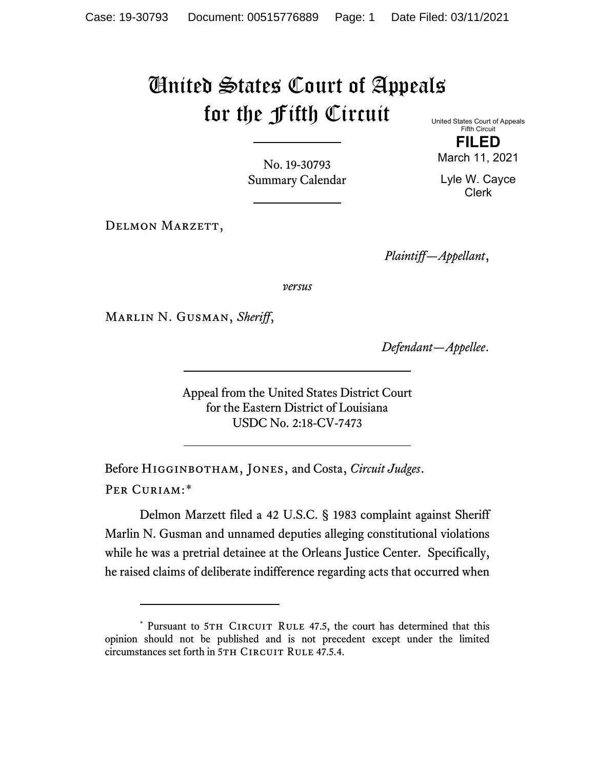# United States Court of Appeals for the Fifth Circuit

United States Court of Appeals
Fifth Circuit

**FILED**

March 11, 2021

Lyle W. Cayce
Clerk

No. 19-30793
Summary Calendar

Delmon Marzett,

*Plaintiff—Appellant*,

*versus*

Marlin N. Gusman, *Sheriff*,

*Defendant—Appellee*.

Appeal from the United States District Court
for the Eastern District of Louisiana
USDC No. 2:18-CV-7473

Before Higginbotham, Jones, and Costa, *Circuit Judges*.

Per Curiam:*

Delmon Marzett filed a 42 U.S.C. § 1983 complaint against Sheriff Marlin N. Gusman and unnamed deputies alleging constitutional violations while he was a pretrial detainee at the Orleans Justice Center. Specifically, he raised claims of deliberate indifference regarding acts that occurred when

* Pursuant to 5th Circuit Rule 47.5, the court has determined that this opinion should not be published and is not precedent except under the limited circumstances set forth in 5th Circuit Rule 47.5.4.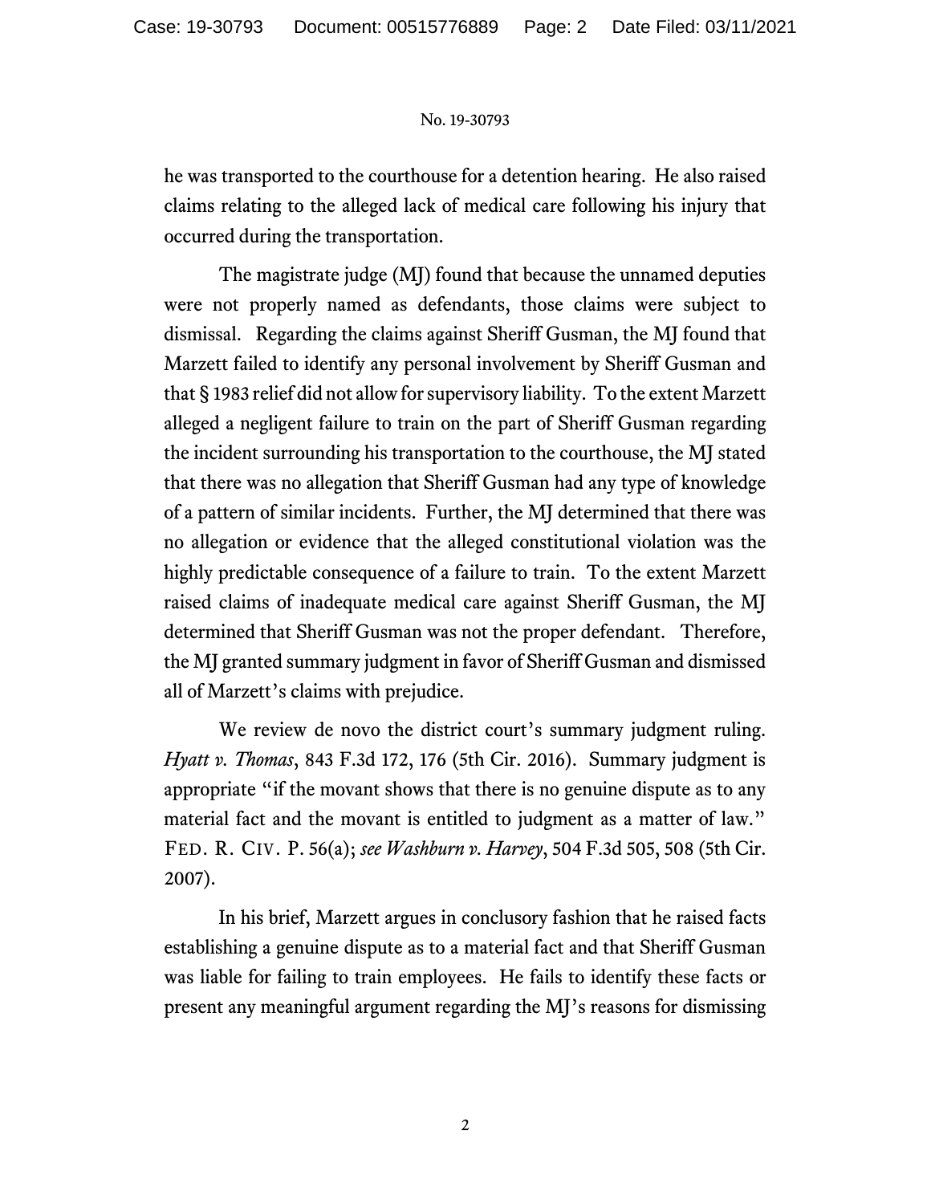he was transported to the courthouse for a detention hearing. He also raised claims relating to the alleged lack of medical care following his injury that occurred during the transportation.

The magistrate judge (MJ) found that because the unnamed deputies were not properly named as defendants, those claims were subject to dismissal. Regarding the claims against Sheriff Gusman, the MJ found that Marzett failed to identify any personal involvement by Sheriff Gusman and that § 1983 relief did not allow for supervisory liability. To the extent Marzett alleged a negligent failure to train on the part of Sheriff Gusman regarding the incident surrounding his transportation to the courthouse, the MJ stated that there was no allegation that Sheriff Gusman had any type of knowledge of a pattern of similar incidents. Further, the MJ determined that there was no allegation or evidence that the alleged constitutional violation was the highly predictable consequence of a failure to train. To the extent Marzett raised claims of inadequate medical care against Sheriff Gusman, the MJ determined that Sheriff Gusman was not the proper defendant. Therefore, the MJ granted summary judgment in favor of Sheriff Gusman and dismissed all of Marzett's claims with prejudice.

We review de novo the district court's summary judgment ruling. *Hyatt v. Thomas*, 843 F.3d 172, 176 (5th Cir. 2016). Summary judgment is appropriate "if the movant shows that there is no genuine dispute as to any material fact and the movant is entitled to judgment as a matter of law." FED. R. CIV. P. 56(a); *see Washburn v. Harvey*, 504 F.3d 505, 508 (5th Cir. 2007).

In his brief, Marzett argues in conclusory fashion that he raised facts establishing a genuine dispute as to a material fact and that Sheriff Gusman was liable for failing to train employees. He fails to identify these facts or present any meaningful argument regarding the MJ's reasons for dismissing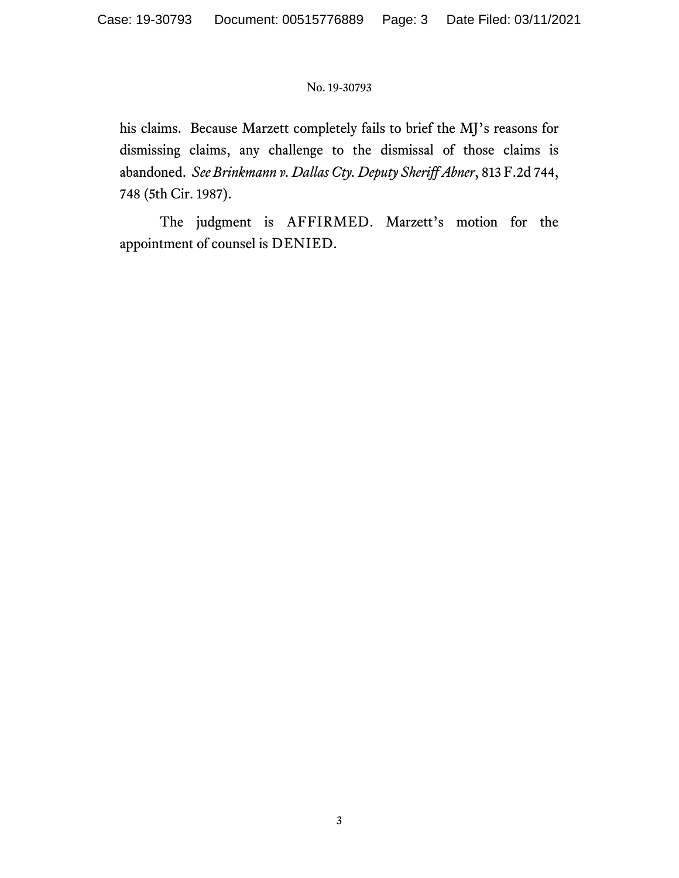his claims. Because Marzett completely fails to brief the MJ's reasons for dismissing claims, any challenge to the dismissal of those claims is abandoned. *See Brinkmann v. Dallas Cty. Deputy Sheriff Abner*, 813 F.2d 744, 748 (5th Cir. 1987).

The judgment is AFFIRMED. Marzett's motion for the appointment of counsel is DENIED.